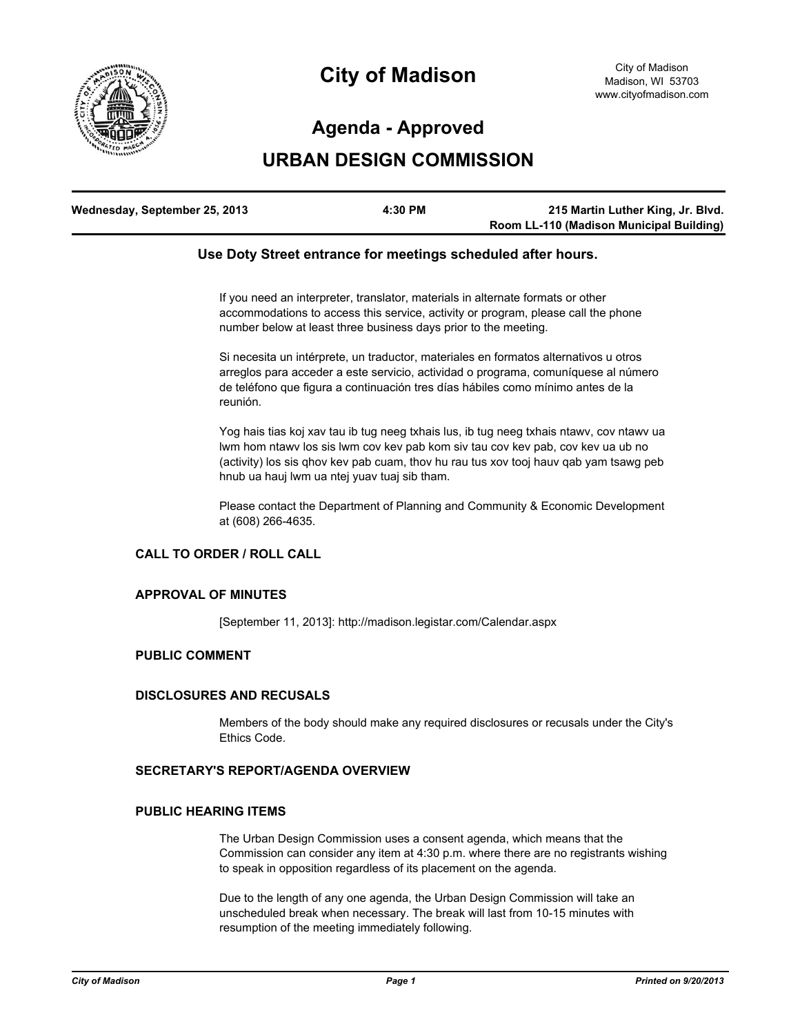# City of Madison

City of Madison
Madison, WI 53703
www.cityofmadison.com

## Agenda - Approved

## URBAN DESIGN COMMISSION

| Wednesday, September 25, 2013 | 4:30 PM | 215 Martin Luther King, Jr. Blvd. Room LL-110 (Madison Municipal Building) |
|---|---|---|

**Use Doty Street entrance for meetings scheduled after hours.**

If you need an interpreter, translator, materials in alternate formats or other accommodations to access this service, activity or program, please call the phone number below at least three business days prior to the meeting.

Si necesita un intérprete, un traductor, materiales en formatos alternativos u otros arreglos para acceder a este servicio, actividad o programa, comuníquese al número de teléfono que figura a continuación tres días hábiles como mínimo antes de la reunión.

Yog hais tias koj xav tau ib tug neeg txhais lus, ib tug neeg txhais ntawv, cov ntawv ua lwm hom ntawv los sis lwm cov kev pab kom siv tau cov kev pab, cov kev ua ub no (activity) los sis qhov kev pab cuam, thov hu rau tus xov tooj hauv qab yam tsawg peb hnub ua hauj lwm ua ntej yuav tuaj sib tham.

Please contact the Department of Planning and Community & Economic Development at (608) 266-4635.

### CALL TO ORDER / ROLL CALL

### APPROVAL OF MINUTES

[September 11, 2013]: http://madison.legistar.com/Calendar.aspx

### PUBLIC COMMENT

### DISCLOSURES AND RECUSALS

Members of the body should make any required disclosures or recusals under the City's Ethics Code.

### SECRETARY'S REPORT/AGENDA OVERVIEW

### PUBLIC HEARING ITEMS

The Urban Design Commission uses a consent agenda, which means that the Commission can consider any item at 4:30 p.m. where there are no registrants wishing to speak in opposition regardless of its placement on the agenda.

Due to the length of any one agenda, the Urban Design Commission will take an unscheduled break when necessary. The break will last from 10-15 minutes with resumption of the meeting immediately following.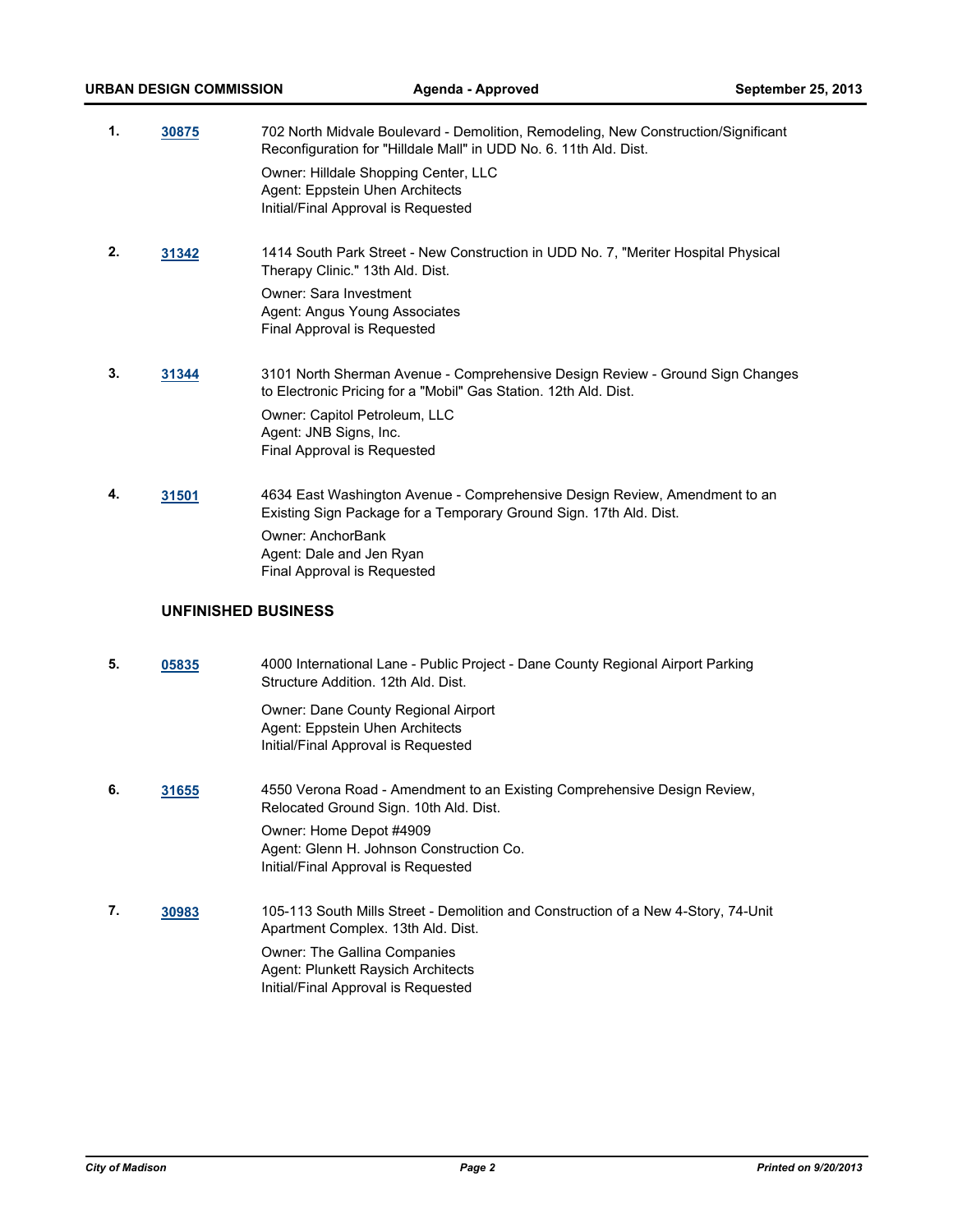1. **30875** 702 North Midvale Boulevard - Demolition, Remodeling, New Construction/Significant Reconfiguration for "Hilldale Mall" in UDD No. 6. 11th Ald. Dist.

   Owner: Hilldale Shopping Center, LLC
   Agent: Eppstein Uhen Architects
   Initial/Final Approval is Requested

2. **31342** 1414 South Park Street - New Construction in UDD No. 7, "Meriter Hospital Physical Therapy Clinic." 13th Ald. Dist.

   Owner: Sara Investment
   Agent: Angus Young Associates
   Final Approval is Requested

3. **31344** 3101 North Sherman Avenue - Comprehensive Design Review - Ground Sign Changes to Electronic Pricing for a "Mobil" Gas Station. 12th Ald. Dist.

   Owner: Capitol Petroleum, LLC
   Agent: JNB Signs, Inc.
   Final Approval is Requested

4. **31501** 4634 East Washington Avenue - Comprehensive Design Review, Amendment to an Existing Sign Package for a Temporary Ground Sign. 17th Ald. Dist.

   Owner: AnchorBank
   Agent: Dale and Jen Ryan
   Final Approval is Requested

## UNFINISHED BUSINESS

5. **05835** 4000 International Lane - Public Project - Dane County Regional Airport Parking Structure Addition. 12th Ald. Dist.

   Owner: Dane County Regional Airport
   Agent: Eppstein Uhen Architects
   Initial/Final Approval is Requested

6. **31655** 4550 Verona Road - Amendment to an Existing Comprehensive Design Review, Relocated Ground Sign. 10th Ald. Dist.

   Owner: Home Depot #4909
   Agent: Glenn H. Johnson Construction Co.
   Initial/Final Approval is Requested

7. **30983** 105-113 South Mills Street - Demolition and Construction of a New 4-Story, 74-Unit Apartment Complex. 13th Ald. Dist.

   Owner: The Gallina Companies
   Agent: Plunkett Raysich Architects
   Initial/Final Approval is Requested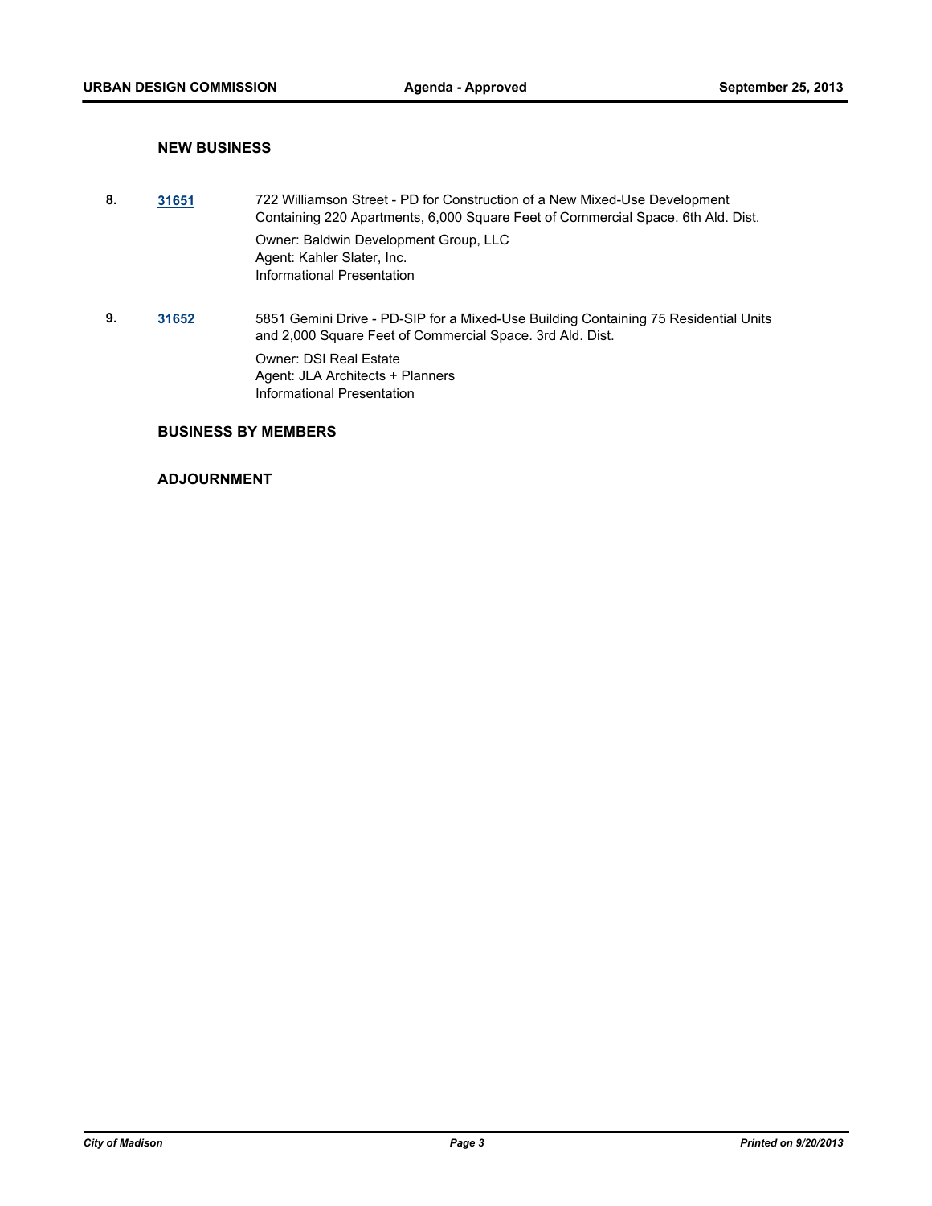## NEW BUSINESS

8. **31651** — 722 Williamson Street - PD for Construction of a New Mixed-Use Development Containing 220 Apartments, 6,000 Square Feet of Commercial Space. 6th Ald. Dist.

   Owner: Baldwin Development Group, LLC
   Agent: Kahler Slater, Inc.
   Informational Presentation

9. **31652** — 5851 Gemini Drive - PD-SIP for a Mixed-Use Building Containing 75 Residential Units and 2,000 Square Feet of Commercial Space. 3rd Ald. Dist.

   Owner: DSI Real Estate
   Agent: JLA Architects + Planners
   Informational Presentation

## BUSINESS BY MEMBERS

## ADJOURNMENT